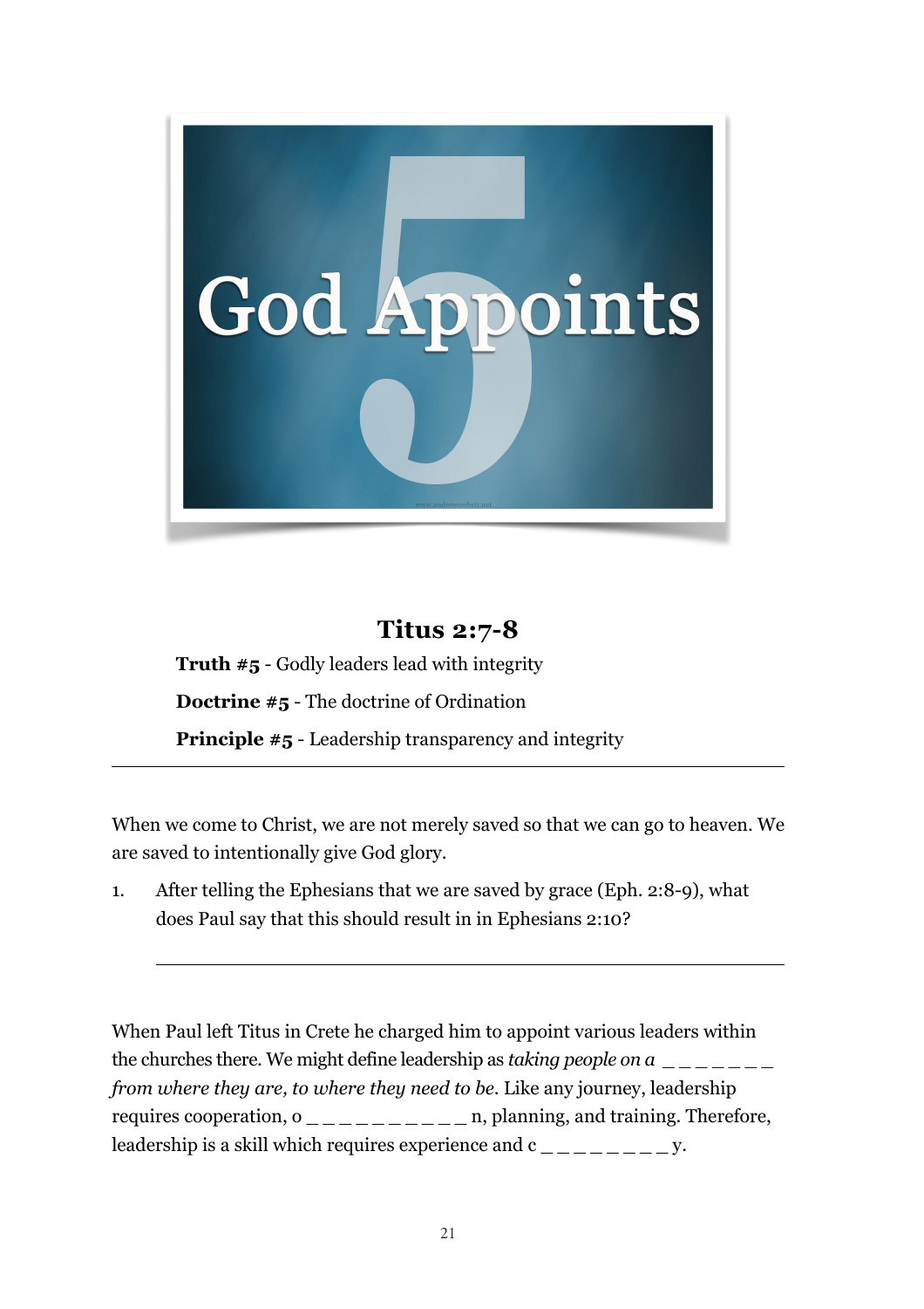# God Appoints

## Titus 2:7-8

**Truth #5** - Godly leaders lead with integrity

**Doctrine #5** - The doctrine of Ordination

**Principle #5** - Leadership transparency and integrity

---

When we come to Christ, we are not merely saved so that we can go to heaven. We are saved to intentionally give God glory.

1. After telling the Ephesians that we are saved by grace (Eph. 2:8-9), what does Paul say that this should result in in Ephesians 2:10?

   ______________________________________________

When Paul left Titus in Crete he charged him to appoint various leaders within the churches there. We might define leadership as *taking people on a* _ _ _ _ _ _ _ *from where they are, to where they need to be*. Like any journey, leadership requires cooperation, o _ _ _ _ _ _ _ _ _ _ n, planning, and training. Therefore, leadership is a skill which requires experience and c _ _ _ _ _ _ _ _ y.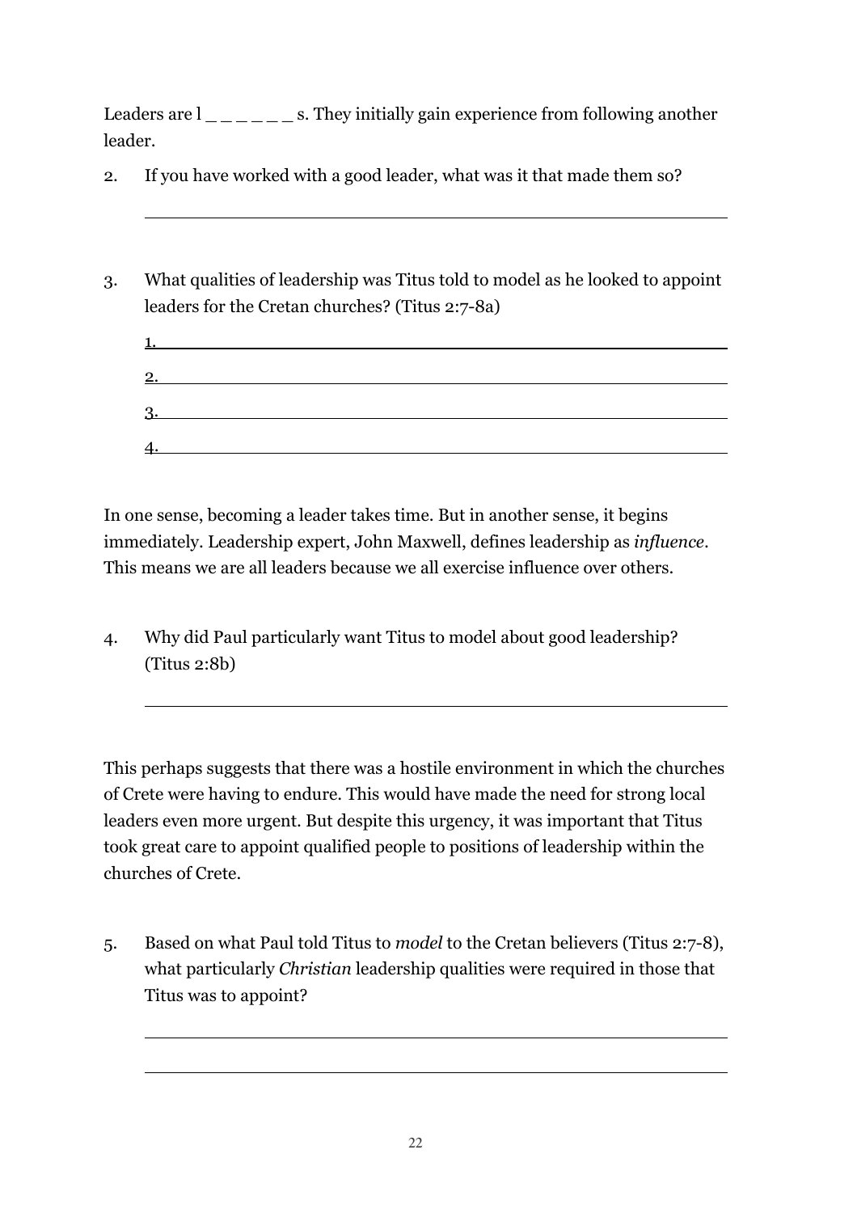Leaders are l _ _ _ _ _ _ s. They initially gain experience from following another leader.

2. If you have worked with a good leader, what was it that made them so?

______________________________________________________________

3. What qualities of leadership was Titus told to model as he looked to appoint leaders for the Cretan churches? (Titus 2:7-8a)

   1. ______________________________________________________________
   2. ______________________________________________________________
   3. ______________________________________________________________
   4. ______________________________________________________________

In one sense, becoming a leader takes time. But in another sense, it begins immediately. Leadership expert, John Maxwell, defines leadership as *influence*. This means we are all leaders because we all exercise influence over others.

4. Why did Paul particularly want Titus to model about good leadership? (Titus 2:8b)

______________________________________________________________

This perhaps suggests that there was a hostile environment in which the churches of Crete were having to endure. This would have made the need for strong local leaders even more urgent. But despite this urgency, it was important that Titus took great care to appoint qualified people to positions of leadership within the churches of Crete.

5. Based on what Paul told Titus to *model* to the Cretan believers (Titus 2:7-8), what particularly *Christian* leadership qualities were required in those that Titus was to appoint?

______________________________________________________________

______________________________________________________________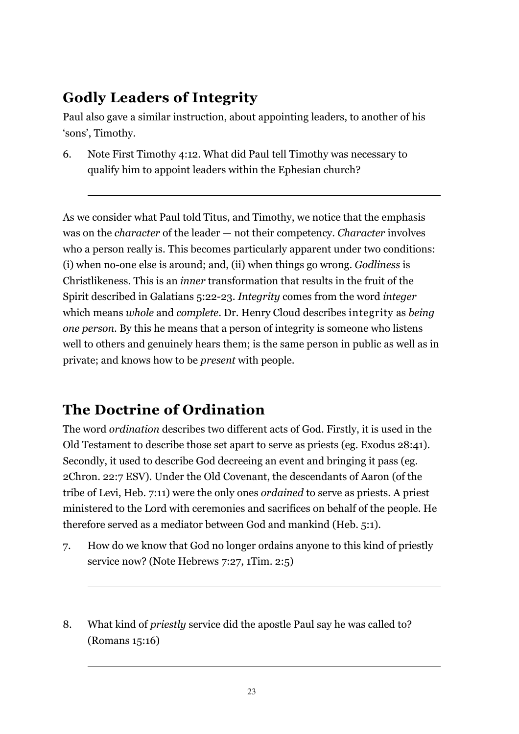## Godly Leaders of Integrity

Paul also gave a similar instruction, about appointing leaders, to another of his 'sons', Timothy.

6. Note First Timothy 4:12. What did Paul tell Timothy was necessary to qualify him to appoint leaders within the Ephesian church?

___

As we consider what Paul told Titus, and Timothy, we notice that the emphasis was on the *character* of the leader — not their competency. *Character* involves who a person really is. This becomes particularly apparent under two conditions: (i) when no-one else is around; and, (ii) when things go wrong. *Godliness* is Christlikeness. This is an *inner* transformation that results in the fruit of the Spirit described in Galatians 5:22-23. *Integrity* comes from the word *integer* which means *whole* and *complete*. Dr. Henry Cloud describes integrity as *being one person*. By this he means that a person of integrity is someone who listens well to others and genuinely hears them; is the same person in public as well as in private; and knows how to be *present* with people.

## The Doctrine of Ordination

The word *ordination* describes two different acts of God. Firstly, it is used in the Old Testament to describe those set apart to serve as priests (eg. Exodus 28:41). Secondly, it used to describe God decreeing an event and bringing it pass (eg. 2Chron. 22:7 ESV). Under the Old Covenant, the descendants of Aaron (of the tribe of Levi, Heb. 7:11) were the only ones *ordained* to serve as priests. A priest ministered to the Lord with ceremonies and sacrifices on behalf of the people. He therefore served as a mediator between God and mankind (Heb. 5:1).

7. How do we know that God no longer ordains anyone to this kind of priestly service now? (Note Hebrews 7:27, 1Tim. 2:5)

___

8. What kind of *priestly* service did the apostle Paul say he was called to? (Romans 15:16)

___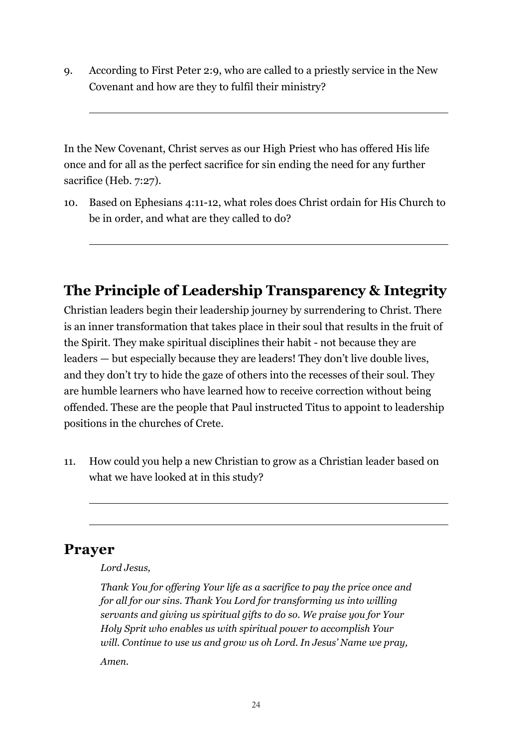9. According to First Peter 2:9, who are called to a priestly service in the New Covenant and how are they to fulfil their ministry?

In the New Covenant, Christ serves as our High Priest who has offered His life once and for all as the perfect sacrifice for sin ending the need for any further sacrifice (Heb. 7:27).

10. Based on Ephesians 4:11-12, what roles does Christ ordain for His Church to be in order, and what are they called to do?

## The Principle of Leadership Transparency & Integrity

Christian leaders begin their leadership journey by surrendering to Christ. There is an inner transformation that takes place in their soul that results in the fruit of the Spirit. They make spiritual disciplines their habit - not because they are leaders — but especially because they are leaders! They don't live double lives, and they don't try to hide the gaze of others into the recesses of their soul. They are humble learners who have learned how to receive correction without being offended. These are the people that Paul instructed Titus to appoint to leadership positions in the churches of Crete.

11. How could you help a new Christian to grow as a Christian leader based on what we have looked at in this study?

## Prayer

*Lord Jesus,*

*Thank You for offering Your life as a sacrifice to pay the price once and for all for our sins. Thank You Lord for transforming us into willing servants and giving us spiritual gifts to do so. We praise you for Your Holy Sprit who enables us with spiritual power to accomplish Your will. Continue to use us and grow us oh Lord. In Jesus' Name we pray,*

*Amen.*